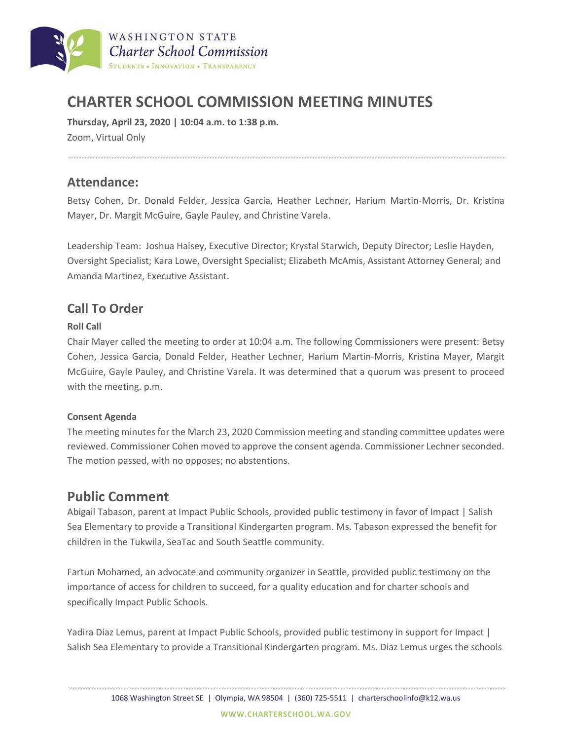WASHINGTON STATE
*Charter School Commission*
STUDENTS • INNOVATION • TRANSPARENCY

# CHARTER SCHOOL COMMISSION MEETING MINUTES

**Thursday, April 23, 2020 | 10:04 a.m. to 1:38 p.m.**
Zoom, Virtual Only

## Attendance:

Betsy Cohen, Dr. Donald Felder, Jessica Garcia, Heather Lechner, Harium Martin-Morris, Dr. Kristina Mayer, Dr. Margit McGuire, Gayle Pauley, and Christine Varela.

Leadership Team: Joshua Halsey, Executive Director; Krystal Starwich, Deputy Director; Leslie Hayden, Oversight Specialist; Kara Lowe, Oversight Specialist; Elizabeth McAmis, Assistant Attorney General; and Amanda Martinez, Executive Assistant.

## Call To Order

**Roll Call**

Chair Mayer called the meeting to order at 10:04 a.m. The following Commissioners were present: Betsy Cohen, Jessica Garcia, Donald Felder, Heather Lechner, Harium Martin-Morris, Kristina Mayer, Margit McGuire, Gayle Pauley, and Christine Varela. It was determined that a quorum was present to proceed with the meeting. p.m.

**Consent Agenda**

The meeting minutes for the March 23, 2020 Commission meeting and standing committee updates were reviewed. Commissioner Cohen moved to approve the consent agenda. Commissioner Lechner seconded. The motion passed, with no opposes; no abstentions.

## Public Comment

Abigail Tabason, parent at Impact Public Schools, provided public testimony in favor of Impact | Salish Sea Elementary to provide a Transitional Kindergarten program. Ms. Tabason expressed the benefit for children in the Tukwila, SeaTac and South Seattle community.

Fartun Mohamed, an advocate and community organizer in Seattle, provided public testimony on the importance of access for children to succeed, for a quality education and for charter schools and specifically Impact Public Schools.

Yadira Diaz Lemus, parent at Impact Public Schools, provided public testimony in support for Impact | Salish Sea Elementary to provide a Transitional Kindergarten program. Ms. Diaz Lemus urges the schools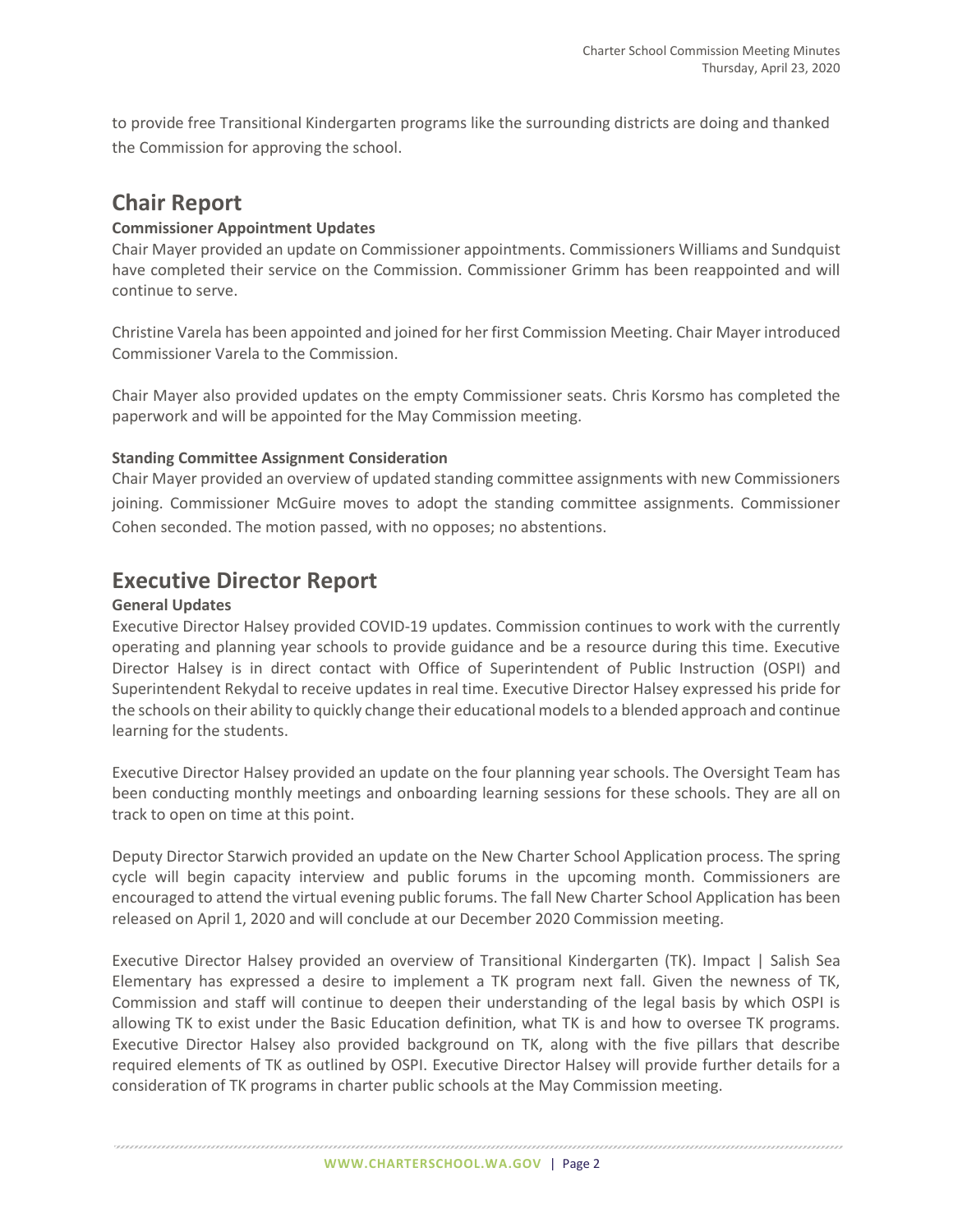to provide free Transitional Kindergarten programs like the surrounding districts are doing and thanked the Commission for approving the school.

## Chair Report

**Commissioner Appointment Updates**

Chair Mayer provided an update on Commissioner appointments. Commissioners Williams and Sundquist have completed their service on the Commission. Commissioner Grimm has been reappointed and will continue to serve.

Christine Varela has been appointed and joined for her first Commission Meeting. Chair Mayer introduced Commissioner Varela to the Commission.

Chair Mayer also provided updates on the empty Commissioner seats. Chris Korsmo has completed the paperwork and will be appointed for the May Commission meeting.

**Standing Committee Assignment Consideration**

Chair Mayer provided an overview of updated standing committee assignments with new Commissioners joining. Commissioner McGuire moves to adopt the standing committee assignments. Commissioner Cohen seconded. The motion passed, with no opposes; no abstentions.

## Executive Director Report

**General Updates**

Executive Director Halsey provided COVID-19 updates. Commission continues to work with the currently operating and planning year schools to provide guidance and be a resource during this time. Executive Director Halsey is in direct contact with Office of Superintendent of Public Instruction (OSPI) and Superintendent Rekydal to receive updates in real time. Executive Director Halsey expressed his pride for the schools on their ability to quickly change their educational models to a blended approach and continue learning for the students.

Executive Director Halsey provided an update on the four planning year schools. The Oversight Team has been conducting monthly meetings and onboarding learning sessions for these schools. They are all on track to open on time at this point.

Deputy Director Starwich provided an update on the New Charter School Application process. The spring cycle will begin capacity interview and public forums in the upcoming month. Commissioners are encouraged to attend the virtual evening public forums. The fall New Charter School Application has been released on April 1, 2020 and will conclude at our December 2020 Commission meeting.

Executive Director Halsey provided an overview of Transitional Kindergarten (TK). Impact | Salish Sea Elementary has expressed a desire to implement a TK program next fall. Given the newness of TK, Commission and staff will continue to deepen their understanding of the legal basis by which OSPI is allowing TK to exist under the Basic Education definition, what TK is and how to oversee TK programs. Executive Director Halsey also provided background on TK, along with the five pillars that describe required elements of TK as outlined by OSPI. Executive Director Halsey will provide further details for a consideration of TK programs in charter public schools at the May Commission meeting.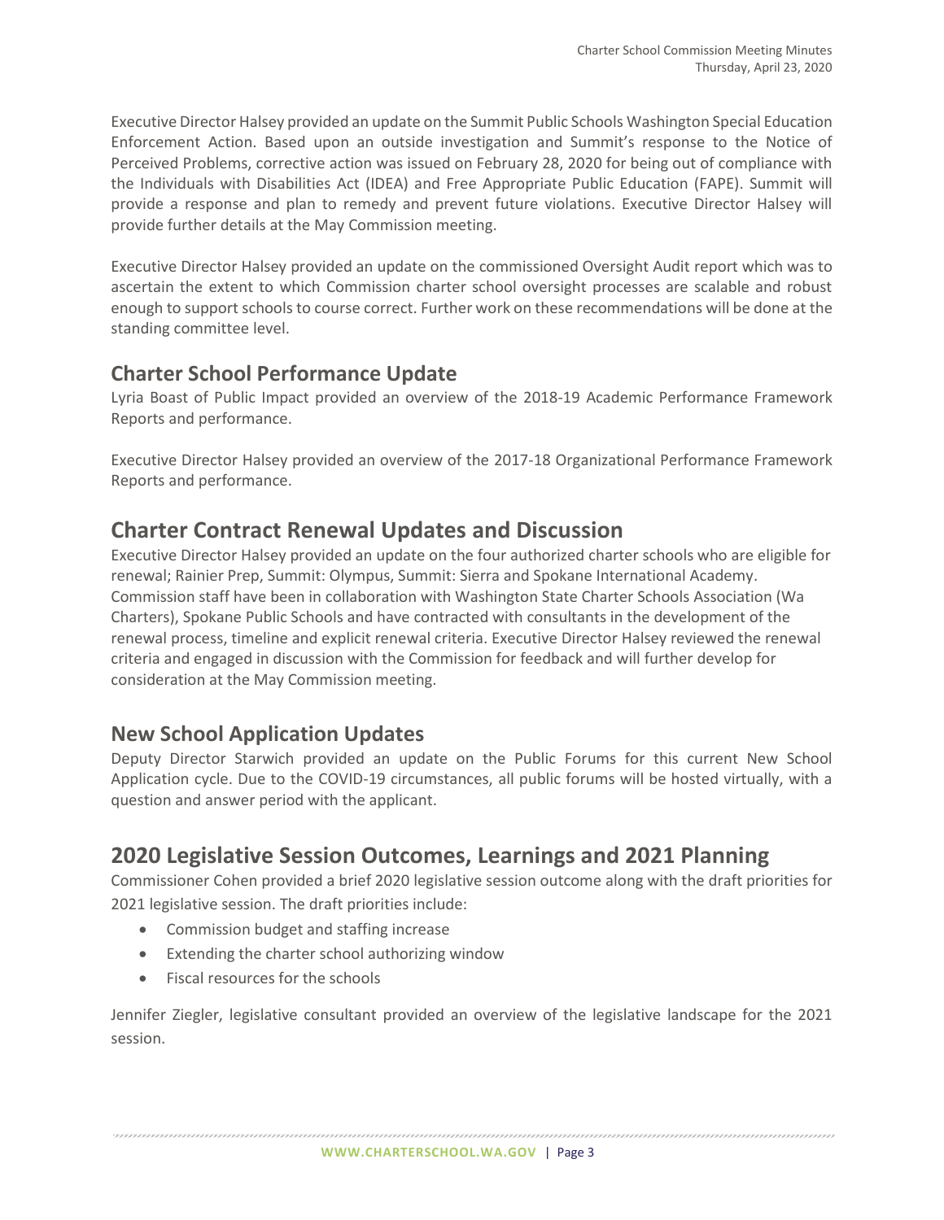Executive Director Halsey provided an update on the Summit Public Schools Washington Special Education Enforcement Action. Based upon an outside investigation and Summit's response to the Notice of Perceived Problems, corrective action was issued on February 28, 2020 for being out of compliance with the Individuals with Disabilities Act (IDEA) and Free Appropriate Public Education (FAPE). Summit will provide a response and plan to remedy and prevent future violations. Executive Director Halsey will provide further details at the May Commission meeting.

Executive Director Halsey provided an update on the commissioned Oversight Audit report which was to ascertain the extent to which Commission charter school oversight processes are scalable and robust enough to support schools to course correct. Further work on these recommendations will be done at the standing committee level.

## Charter School Performance Update

Lyria Boast of Public Impact provided an overview of the 2018-19 Academic Performance Framework Reports and performance.

Executive Director Halsey provided an overview of the 2017-18 Organizational Performance Framework Reports and performance.

## Charter Contract Renewal Updates and Discussion

Executive Director Halsey provided an update on the four authorized charter schools who are eligible for renewal; Rainier Prep, Summit: Olympus, Summit: Sierra and Spokane International Academy. Commission staff have been in collaboration with Washington State Charter Schools Association (Wa Charters), Spokane Public Schools and have contracted with consultants in the development of the renewal process, timeline and explicit renewal criteria. Executive Director Halsey reviewed the renewal criteria and engaged in discussion with the Commission for feedback and will further develop for consideration at the May Commission meeting.

## New School Application Updates

Deputy Director Starwich provided an update on the Public Forums for this current New School Application cycle. Due to the COVID-19 circumstances, all public forums will be hosted virtually, with a question and answer period with the applicant.

## 2020 Legislative Session Outcomes, Learnings and 2021 Planning

Commissioner Cohen provided a brief 2020 legislative session outcome along with the draft priorities for 2021 legislative session. The draft priorities include:

- Commission budget and staffing increase
- Extending the charter school authorizing window
- Fiscal resources for the schools

Jennifer Ziegler, legislative consultant provided an overview of the legislative landscape for the 2021 session.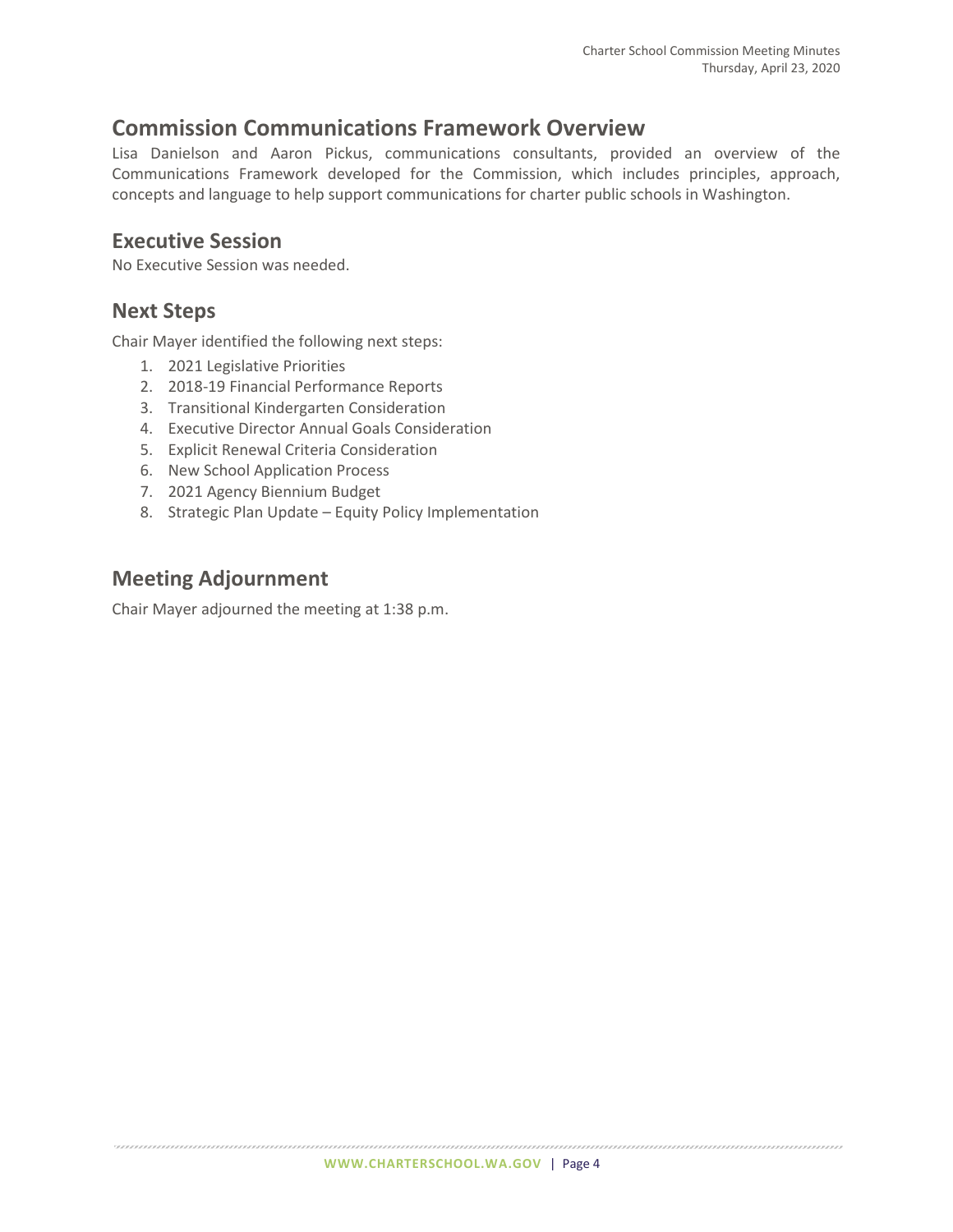## Commission Communications Framework Overview

Lisa Danielson and Aaron Pickus, communications consultants, provided an overview of the Communications Framework developed for the Commission, which includes principles, approach, concepts and language to help support communications for charter public schools in Washington.

## Executive Session

No Executive Session was needed.

## Next Steps

Chair Mayer identified the following next steps:

1. 2021 Legislative Priorities
2. 2018-19 Financial Performance Reports
3. Transitional Kindergarten Consideration
4. Executive Director Annual Goals Consideration
5. Explicit Renewal Criteria Consideration
6. New School Application Process
7. 2021 Agency Biennium Budget
8. Strategic Plan Update – Equity Policy Implementation

## Meeting Adjournment

Chair Mayer adjourned the meeting at 1:38 p.m.